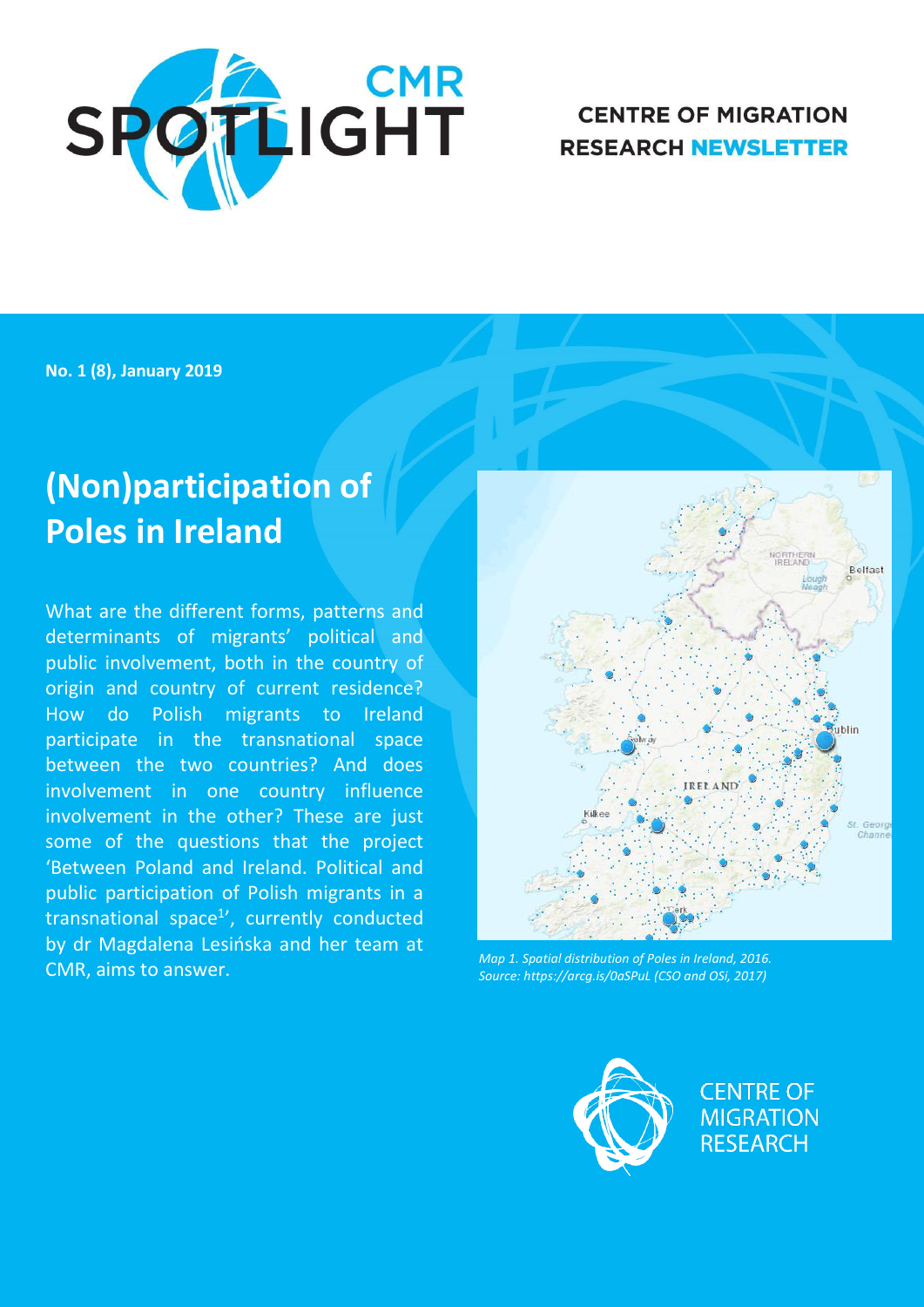CMR SPOTLIGHT

CENTRE OF MIGRATION RESEARCH NEWSLETTER

**No. 1 (8), January 2019**

# (Non)participation of Poles in Ireland

What are the different forms, patterns and determinants of migrants' political and public involvement, both in the country of origin and country of current residence? How do Polish migrants to Ireland participate in the transnational space between the two countries? And does involvement in one country influence involvement in the other? These are just some of the questions that the project 'Between Poland and Ireland. Political and public participation of Polish migrants in a transnational space[1]', currently conducted by dr Magdalena Lesińska and her team at CMR, aims to answer.

*Map 1. Spatial distribution of Poles in Ireland, 2016. Source: https://arcg.is/0aSPuL (CSO and OSi, 2017)*

CENTRE OF MIGRATION RESEARCH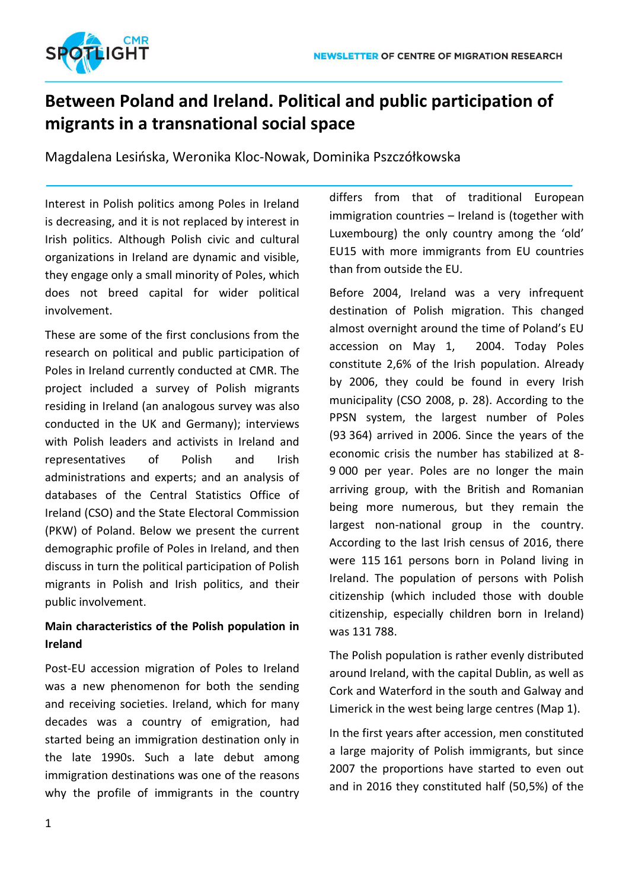# Between Poland and Ireland. Political and public participation of migrants in a transnational social space

Magdalena Lesińska, Weronika Kloc-Nowak, Dominika Pszczółkowska

Interest in Polish politics among Poles in Ireland is decreasing, and it is not replaced by interest in Irish politics. Although Polish civic and cultural organizations in Ireland are dynamic and visible, they engage only a small minority of Poles, which does not breed capital for wider political involvement.

These are some of the first conclusions from the research on political and public participation of Poles in Ireland currently conducted at CMR. The project included a survey of Polish migrants residing in Ireland (an analogous survey was also conducted in the UK and Germany); interviews with Polish leaders and activists in Ireland and representatives of Polish and Irish administrations and experts; and an analysis of databases of the Central Statistics Office of Ireland (CSO) and the State Electoral Commission (PKW) of Poland. Below we present the current demographic profile of Poles in Ireland, and then discuss in turn the political participation of Polish migrants in Polish and Irish politics, and their public involvement.

**Main characteristics of the Polish population in Ireland**

Post-EU accession migration of Poles to Ireland was a new phenomenon for both the sending and receiving societies. Ireland, which for many decades was a country of emigration, had started being an immigration destination only in the late 1990s. Such a late debut among immigration destinations was one of the reasons why the profile of immigrants in the country differs from that of traditional European immigration countries – Ireland is (together with Luxembourg) the only country among the 'old' EU15 with more immigrants from EU countries than from outside the EU.

Before 2004, Ireland was a very infrequent destination of Polish migration. This changed almost overnight around the time of Poland's EU accession on May 1, 2004. Today Poles constitute 2,6% of the Irish population. Already by 2006, they could be found in every Irish municipality (CSO 2008, p. 28). According to the PPSN system, the largest number of Poles (93 364) arrived in 2006. Since the years of the economic crisis the number has stabilized at 8-9 000 per year. Poles are no longer the main arriving group, with the British and Romanian being more numerous, but they remain the largest non-national group in the country. According to the last Irish census of 2016, there were 115 161 persons born in Poland living in Ireland. The population of persons with Polish citizenship (which included those with double citizenship, especially children born in Ireland) was 131 788.

The Polish population is rather evenly distributed around Ireland, with the capital Dublin, as well as Cork and Waterford in the south and Galway and Limerick in the west being large centres (Map 1).

In the first years after accession, men constituted a large majority of Polish immigrants, but since 2007 the proportions have started to even out and in 2016 they constituted half (50,5%) of the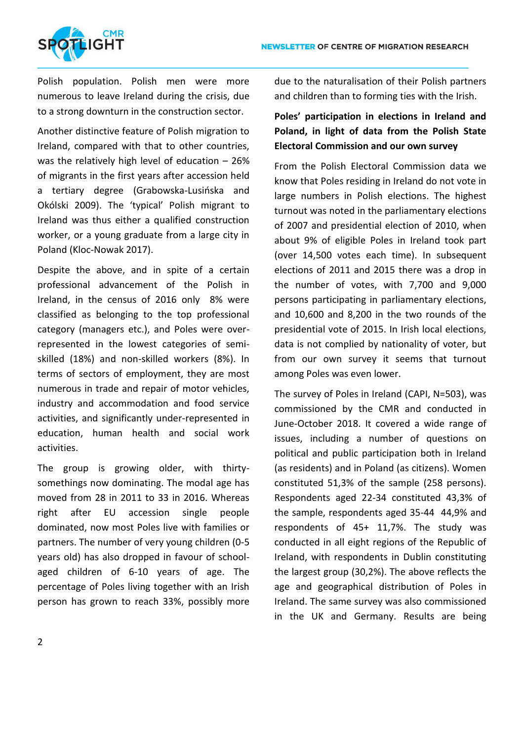Polish population. Polish men were more numerous to leave Ireland during the crisis, due to a strong downturn in the construction sector.

Another distinctive feature of Polish migration to Ireland, compared with that to other countries, was the relatively high level of education – 26% of migrants in the first years after accession held a tertiary degree (Grabowska-Lusińska and Okólski 2009). The 'typical' Polish migrant to Ireland was thus either a qualified construction worker, or a young graduate from a large city in Poland (Kloc-Nowak 2017).

Despite the above, and in spite of a certain professional advancement of the Polish in Ireland, in the census of 2016 only 8% were classified as belonging to the top professional category (managers etc.), and Poles were over-represented in the lowest categories of semi-skilled (18%) and non-skilled workers (8%). In terms of sectors of employment, they are most numerous in trade and repair of motor vehicles, industry and accommodation and food service activities, and significantly under-represented in education, human health and social work activities.

The group is growing older, with thirty-somethings now dominating. The modal age has moved from 28 in 2011 to 33 in 2016. Whereas right after EU accession single people dominated, now most Poles live with families or partners. The number of very young children (0-5 years old) has also dropped in favour of school-aged children of 6-10 years of age. The percentage of Poles living together with an Irish person has grown to reach 33%, possibly more due to the naturalisation of their Polish partners and children than to forming ties with the Irish.

**Poles' participation in elections in Ireland and Poland, in light of data from the Polish State Electoral Commission and our own survey**

From the Polish Electoral Commission data we know that Poles residing in Ireland do not vote in large numbers in Polish elections. The highest turnout was noted in the parliamentary elections of 2007 and presidential election of 2010, when about 9% of eligible Poles in Ireland took part (over 14,500 votes each time). In subsequent elections of 2011 and 2015 there was a drop in the number of votes, with 7,700 and 9,000 persons participating in parliamentary elections, and 10,600 and 8,200 in the two rounds of the presidential vote of 2015. In Irish local elections, data is not complied by nationality of voter, but from our own survey it seems that turnout among Poles was even lower.

The survey of Poles in Ireland (CAPI, N=503), was commissioned by the CMR and conducted in June-October 2018. It covered a wide range of issues, including a number of questions on political and public participation both in Ireland (as residents) and in Poland (as citizens). Women constituted 51,3% of the sample (258 persons). Respondents aged 22-34 constituted 43,3% of the sample, respondents aged 35-44 44,9% and respondents of 45+ 11,7%. The study was conducted in all eight regions of the Republic of Ireland, with respondents in Dublin constituting the largest group (30,2%). The above reflects the age and geographical distribution of Poles in Ireland. The same survey was also commissioned in the UK and Germany. Results are being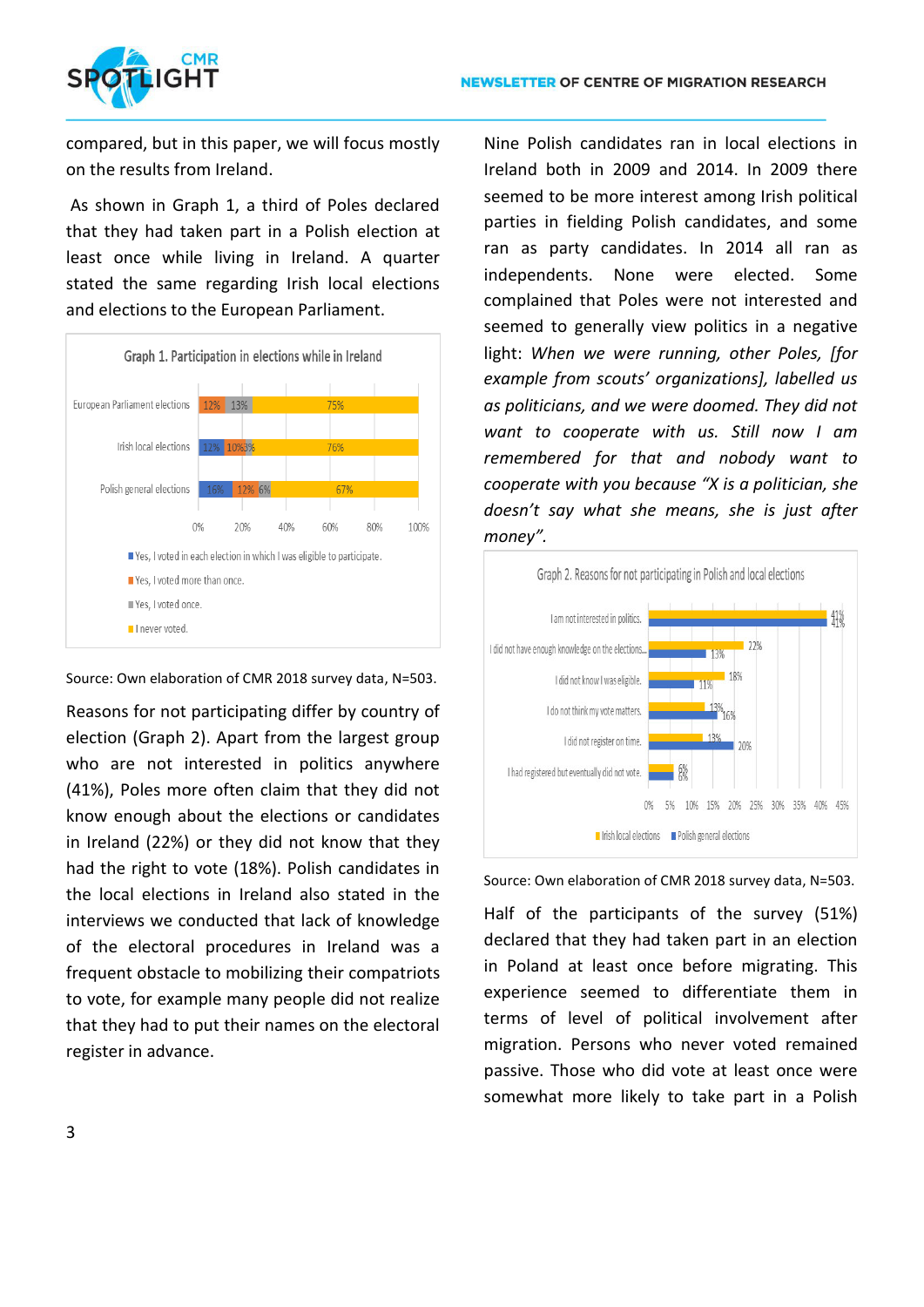compared, but in this paper, we will focus mostly on the results from Ireland.

As shown in Graph 1, a third of Poles declared that they had taken part in a Polish election at least once while living in Ireland. A quarter stated the same regarding Irish local elections and elections to the European Parliament.

Graph 1. Participation in elections while in Ireland

| | Yes, I voted in each election in which I was eligible to participate. | Yes, I voted more than once. | Yes, I voted once. | I never voted. |
|---|---|---|---|---|
| European Parliament elections | | 12% | 13% | 75% |
| Irish local elections | 12% | 10% | 3% | 76% |
| Polish general elections | 16% | 12% | 6% | 67% |

Source: Own elaboration of CMR 2018 survey data, N=503.

Reasons for not participating differ by country of election (Graph 2). Apart from the largest group who are not interested in politics anywhere (41%), Poles more often claim that they did not know enough about the elections or candidates in Ireland (22%) or they did not know that they had the right to vote (18%). Polish candidates in the local elections in Ireland also stated in the interviews we conducted that lack of knowledge of the electoral procedures in Ireland was a frequent obstacle to mobilizing their compatriots to vote, for example many people did not realize that they had to put their names on the electoral register in advance.

Nine Polish candidates ran in local elections in Ireland both in 2009 and 2014. In 2009 there seemed to be more interest among Irish political parties in fielding Polish candidates, and some ran as party candidates. In 2014 all ran as independents. None were elected. Some complained that Poles were not interested and seemed to generally view politics in a negative light: *When we were running, other Poles, [for example from scouts' organizations], labelled us as politicians, and we were doomed. They did not want to cooperate with us. Still now I am remembered for that and nobody want to cooperate with you because "X is a politician, she doesn't say what she means, she is just after money".*

Graph 2. Reasons for not participating in Polish and local elections

| | Irish local elections | Polish general elections |
|---|---|---|
| I am not interested in politics. | 41% | 41% |
| I did not have enough knowledge on the elections... | 22% | 13% |
| I did not know I was eligible. | 18% | 11% |
| I do not think my vote matters. | 13% | 16% |
| I did not register on time. | 13% | 20% |
| I had registered but eventually did not vote. | 6% | 6% |

Source: Own elaboration of CMR 2018 survey data, N=503.

Half of the participants of the survey (51%) declared that they had taken part in an election in Poland at least once before migrating. This experience seemed to differentiate them in terms of level of political involvement after migration. Persons who never voted remained passive. Those who did vote at least once were somewhat more likely to take part in a Polish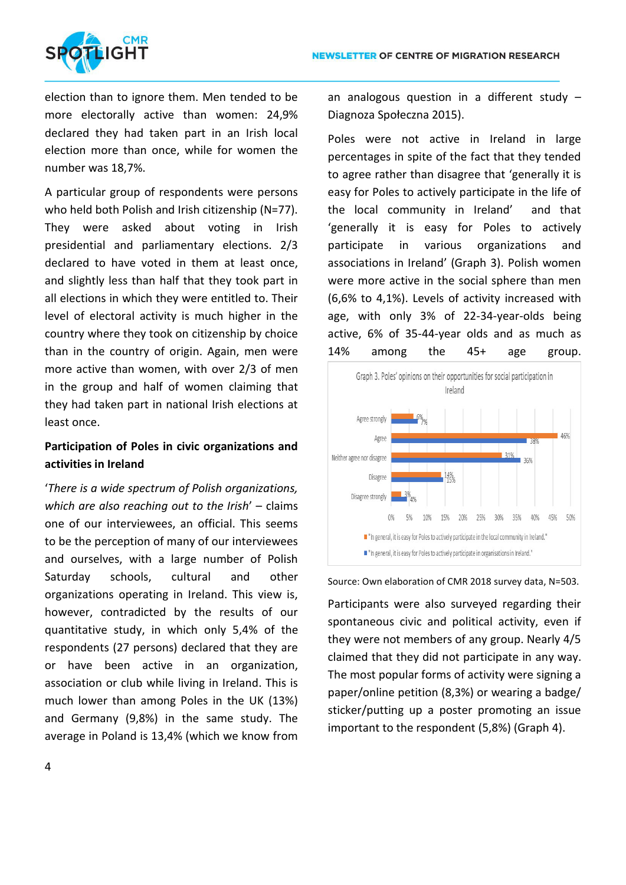election than to ignore them. Men tended to be more electorally active than women: 24,9% declared they had taken part in an Irish local election more than once, while for women the number was 18,7%.

A particular group of respondents were persons who held both Polish and Irish citizenship (N=77). They were asked about voting in Irish presidential and parliamentary elections. 2/3 declared to have voted in them at least once, and slightly less than half that they took part in all elections in which they were entitled to. Their level of electoral activity is much higher in the country where they took on citizenship by choice than in the country of origin. Again, men were more active than women, with over 2/3 of men in the group and half of women claiming that they had taken part in national Irish elections at least once.

**Participation of Poles in civic organizations and activities in Ireland**

'*There is a wide spectrum of Polish organizations, which are also reaching out to the Irish*' – claims one of our interviewees, an official. This seems to be the perception of many of our interviewees and ourselves, with a large number of Polish Saturday schools, cultural and other organizations operating in Ireland. This view is, however, contradicted by the results of our quantitative study, in which only 5,4% of the respondents (27 persons) declared that they are or have been active in an organization, association or club while living in Ireland. This is much lower than among Poles in the UK (13%) and Germany (9,8%) in the same study. The average in Poland is 13,4% (which we know from an analogous question in a different study – Diagnoza Społeczna 2015).

Poles were not active in Ireland in large percentages in spite of the fact that they tended to agree rather than disagree that 'generally it is easy for Poles to actively participate in the life of the local community in Ireland' and that 'generally it is easy for Poles to actively participate in various organizations and associations in Ireland' (Graph 3). Polish women were more active in the social sphere than men (6,6% to 4,1%). Levels of activity increased with age, with only 3% of 22-34-year-olds being active, 6% of 35-44-year olds and as much as 14% among the 45+ age group.

Graph 3. Poles' opinions on their opportunities for social participation in Ireland

| | "In general, it is easy for Poles to actively participate in the local community in Ireland." | "In general, it is easy for Poles to actively participate in organisations in Ireland." |
|---|---|---|
| Agree strongly | 6% | 7% |
| Agree | 46% | 38% |
| Neither agree nor disagree | 31% | 36% |
| Disagree | 14% | 15% |
| Disagree strongly | 3% | 4% |

Source: Own elaboration of CMR 2018 survey data, N=503.

Participants were also surveyed regarding their spontaneous civic and political activity, even if they were not members of any group. Nearly 4/5 claimed that they did not participate in any way. The most popular forms of activity were signing a paper/online petition (8,3%) or wearing a badge/sticker/putting up a poster promoting an issue important to the respondent (5,8%) (Graph 4).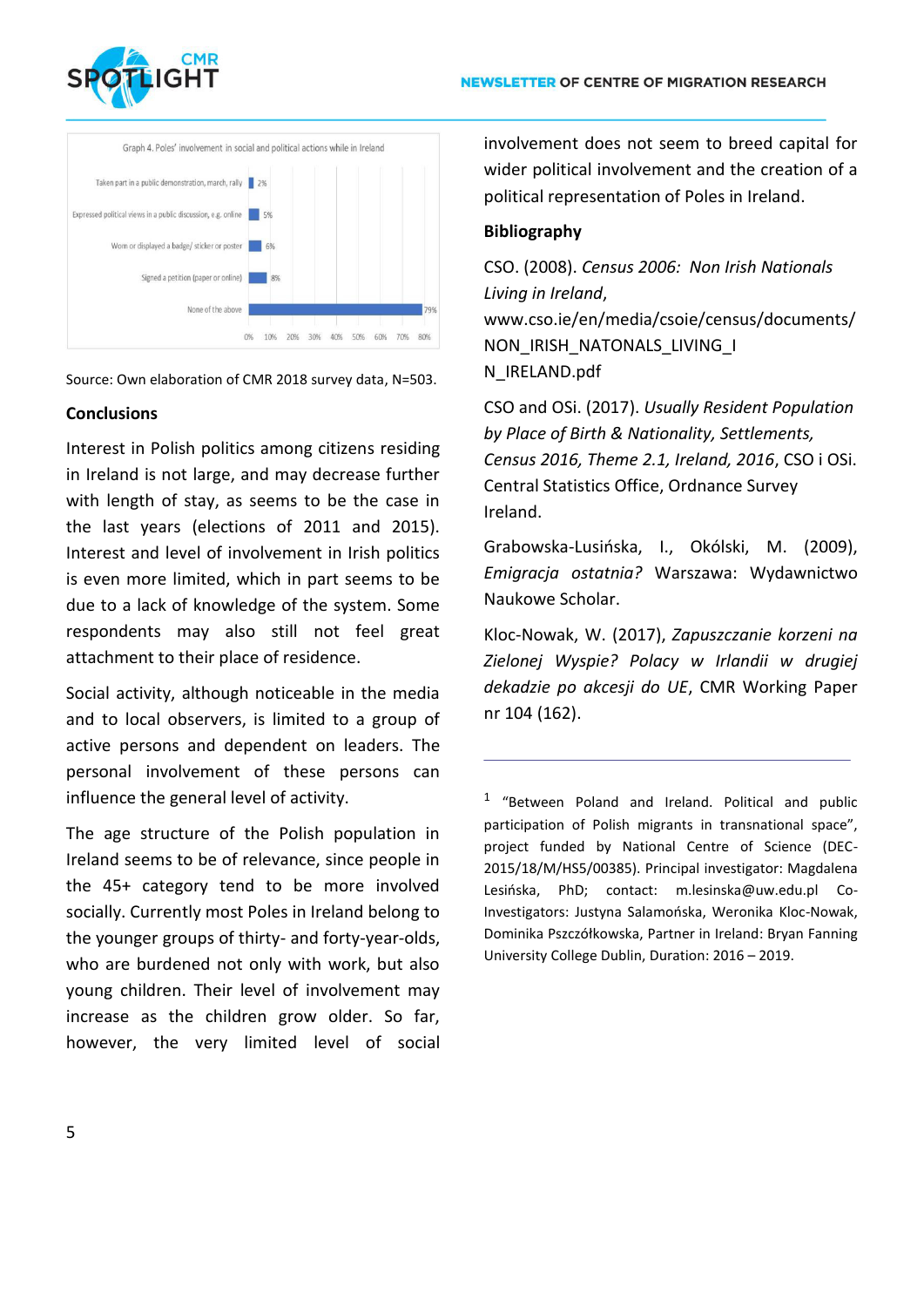Graph 4. Poles' involvement in social and political actions while in Ireland

| Action | % |
|---|---|
| Taken part in a public demonstration, march, rally | 2% |
| Expressed political views in a public discussion, e.g. online | 5% |
| Worn or displayed a badge/ sticker or poster | 6% |
| Signed a petition (paper or online) | 8% |
| None of the above | 79% |

Source: Own elaboration of CMR 2018 survey data, N=503.

**Conclusions**

Interest in Polish politics among citizens residing in Ireland is not large, and may decrease further with length of stay, as seems to be the case in the last years (elections of 2011 and 2015). Interest and level of involvement in Irish politics is even more limited, which in part seems to be due to a lack of knowledge of the system. Some respondents may also still not feel great attachment to their place of residence.

Social activity, although noticeable in the media and to local observers, is limited to a group of active persons and dependent on leaders. The personal involvement of these persons can influence the general level of activity.

The age structure of the Polish population in Ireland seems to be of relevance, since people in the 45+ category tend to be more involved socially. Currently most Poles in Ireland belong to the younger groups of thirty- and forty-year-olds, who are burdened not only with work, but also young children. Their level of involvement may increase as the children grow older. So far, however, the very limited level of social involvement does not seem to breed capital for wider political involvement and the creation of a political representation of Poles in Ireland.

**Bibliography**

CSO. (2008). *Census 2006: Non Irish Nationals Living in Ireland*, www.cso.ie/en/media/csoie/census/documents/NON_IRISH_NATONALS_LIVING_IN_IRELAND.pdf

CSO and OSi. (2017). *Usually Resident Population by Place of Birth & Nationality, Settlements, Census 2016, Theme 2.1, Ireland, 2016*, CSO i OSi. Central Statistics Office, Ordnance Survey Ireland.

Grabowska-Lusińska, I., Okólski, M. (2009), *Emigracja ostatnia?* Warszawa: Wydawnictwo Naukowe Scholar.

Kloc-Nowak, W. (2017), *Zapuszczanie korzeni na Zielonej Wyspie? Polacy w Irlandii w drugiej dekadzie po akcesji do UE*, CMR Working Paper nr 104 (162).

---

[1] "Between Poland and Ireland. Political and public participation of Polish migrants in transnational space", project funded by National Centre of Science (DEC-2015/18/M/HS5/00385). Principal investigator: Magdalena Lesińska, PhD; contact: m.lesinska@uw.edu.pl Co-Investigators: Justyna Salamońska, Weronika Kloc-Nowak, Dominika Pszczółkowska, Partner in Ireland: Bryan Fanning University College Dublin, Duration: 2016 – 2019.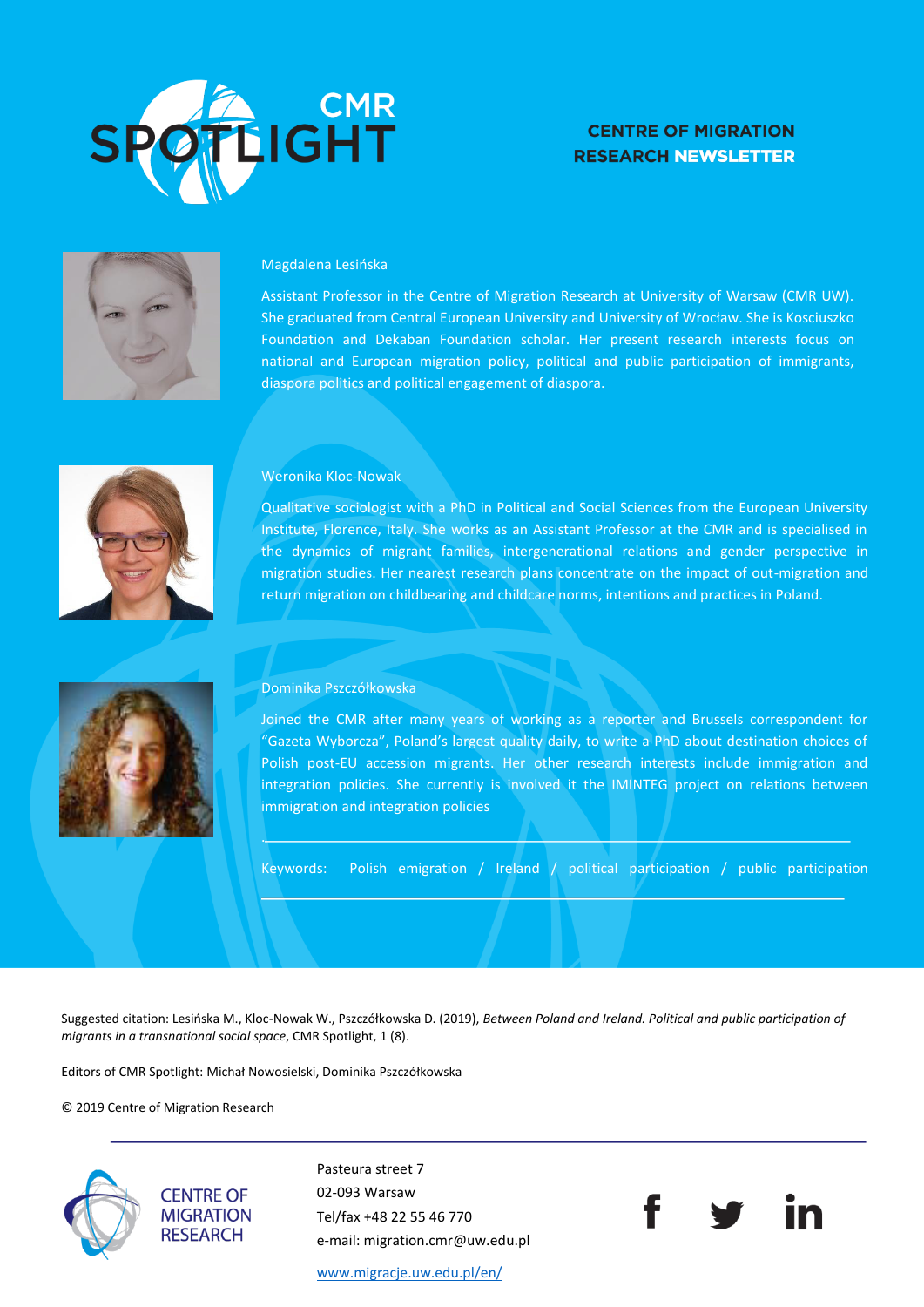# CMR SPOTLIGHT

**CENTRE OF MIGRATION RESEARCH NEWSLETTER**

Magdalena Lesińska

Assistant Professor in the Centre of Migration Research at University of Warsaw (CMR UW). She graduated from Central European University and University of Wrocław. She is Kosciuszko Foundation and Dekaban Foundation scholar. Her present research interests focus on national and European migration policy, political and public participation of immigrants, diaspora politics and political engagement of diaspora.

Weronika Kloc-Nowak

Qualitative sociologist with a PhD in Political and Social Sciences from the European University Institute, Florence, Italy. She works as an Assistant Professor at the CMR and is specialised in the dynamics of migrant families, intergenerational relations and gender perspective in migration studies. Her nearest research plans concentrate on the impact of out-migration and return migration on childbearing and childcare norms, intentions and practices in Poland.

Dominika Pszczółkowska

Joined the CMR after many years of working as a reporter and Brussels correspondent for "Gazeta Wyborcza", Poland's largest quality daily, to write a PhD about destination choices of Polish post-EU accession migrants. Her other research interests include immigration and integration policies. She currently is involved it the IMINTEG project on relations between immigration and integration policies

Keywords: Polish emigration / Ireland / political participation / public participation

Suggested citation: Lesińska M., Kloc-Nowak W., Pszczółkowska D. (2019), *Between Poland and Ireland. Political and public participation of migrants in a transnational social space*, CMR Spotlight, 1 (8).

Editors of CMR Spotlight: Michał Nowosielski, Dominika Pszczółkowska

© 2019 Centre of Migration Research

CENTRE OF MIGRATION RESEARCH

Pasteura street 7
02-093 Warsaw
Tel/fax +48 22 55 46 770
e-mail: migration.cmr@uw.edu.pl

www.migracje.uw.edu.pl/en/